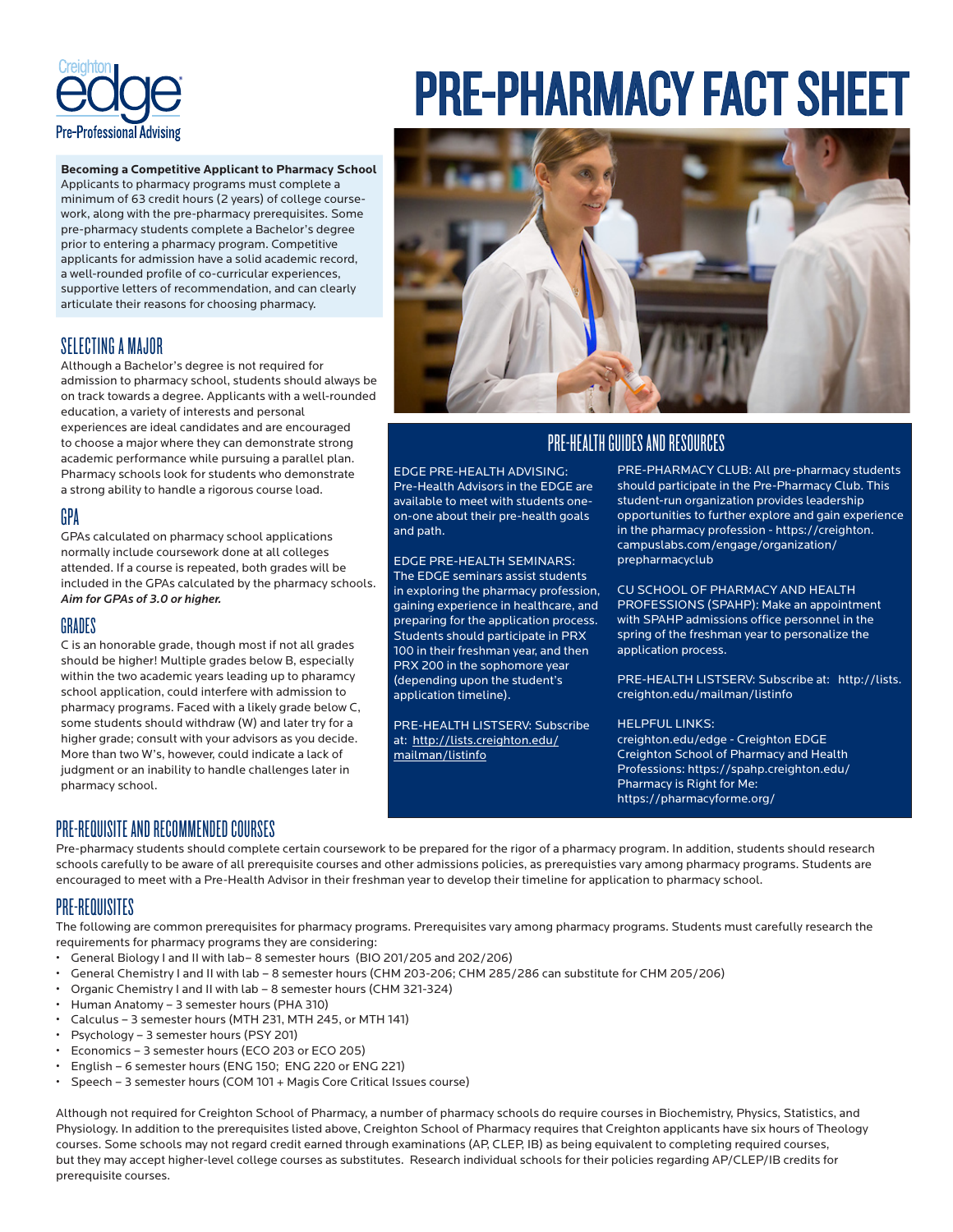Creighton edge Pre-Professional Advising

# PRE-PHARMACY FACT SHEET

**Becoming a Competitive Applicant to Pharmacy School**
Applicants to pharmacy programs must complete a minimum of 63 credit hours (2 years) of college course-work, along with the pre-pharmacy prerequisites. Some pre-pharmacy students complete a Bachelor's degree prior to entering a pharmacy program. Competitive applicants for admission have a solid academic record, a well-rounded profile of co-curricular experiences, supportive letters of recommendation, and can clearly articulate their reasons for choosing pharmacy.

## SELECTING A MAJOR

Although a Bachelor's degree is not required for admission to pharmacy school, students should always be on track towards a degree. Applicants with a well-rounded education, a variety of interests and personal experiences are ideal candidates and are encouraged to choose a major where they can demonstrate strong academic performance while pursuing a parallel plan. Pharmacy schools look for students who demonstrate a strong ability to handle a rigorous course load.

## GPA

GPAs calculated on pharmacy school applications normally include coursework done at all colleges attended. If a course is repeated, both grades will be included in the GPAs calculated by the pharmacy schools. ***Aim for GPAs of 3.0 or higher.***

## GRADES

C is an honorable grade, though most if not all grades should be higher! Multiple grades below B, especially within the two academic years leading up to pharamcy school application, could interfere with admission to pharmacy programs. Faced with a likely grade below C, some students should withdraw (W) and later try for a higher grade; consult with your advisors as you decide. More than two W's, however, could indicate a lack of judgment or an inability to handle challenges later in pharmacy school.

## PRE-HEALTH GUIDES AND RESOURCES

EDGE PRE-HEALTH ADVISING: Pre-Health Advisors in the EDGE are available to meet with students one-on-one about their pre-health goals and path.

EDGE PRE-HEALTH SEMINARS: The EDGE seminars assist students in exploring the pharmacy profession, gaining experience in healthcare, and preparing for the application process. Students should participate in PRX 100 in their freshman year, and then PRX 200 in the sophomore year (depending upon the student's application timeline).

PRE-HEALTH LISTSERV: Subscribe at: http://lists.creighton.edu/mailman/listinfo

PRE-PHARMACY CLUB: All pre-pharmacy students should participate in the Pre-Pharmacy Club. This student-run organization provides leadership opportunities to further explore and gain experience in the pharmacy profession - https://creighton.campuslabs.com/engage/organization/prepharmacyclub

CU SCHOOL OF PHARMACY AND HEALTH PROFESSIONS (SPAHP): Make an appointment with SPAHP admissions office personnel in the spring of the freshman year to personalize the application process.

PRE-HEALTH LISTSERV: Subscribe at: http://lists.creighton.edu/mailman/listinfo

HELPFUL LINKS:
creighton.edu/edge - Creighton EDGE
Creighton School of Pharmacy and Health Professions: https://spahp.creighton.edu/
Pharmacy is Right for Me: https://pharmacyforme.org/

## PRE-REQUISITE AND RECOMMENDED COURSES

Pre-pharmacy students should complete certain coursework to be prepared for the rigor of a pharmacy program. In addition, students should research schools carefully to be aware of all prerequisite courses and other admissions policies, as prerequisties vary among pharmacy programs. Students are encouraged to meet with a Pre-Health Advisor in their freshman year to develop their timeline for application to pharmacy school.

## PRE-REQUISITES

The following are common prerequisites for pharmacy programs. Prerequisites vary among pharmacy programs. Students must carefully research the requirements for pharmacy programs they are considering:

- General Biology I and II with lab– 8 semester hours (BIO 201/205 and 202/206)
- General Chemistry I and II with lab – 8 semester hours (CHM 203-206; CHM 285/286 can substitute for CHM 205/206)
- Organic Chemistry I and II with lab – 8 semester hours (CHM 321-324)
- Human Anatomy – 3 semester hours (PHA 310)
- Calculus – 3 semester hours (MTH 231, MTH 245, or MTH 141)
- Psychology – 3 semester hours (PSY 201)
- Economics – 3 semester hours (ECO 203 or ECO 205)
- English – 6 semester hours (ENG 150; ENG 220 or ENG 221)
- Speech – 3 semester hours (COM 101 + Magis Core Critical Issues course)

Although not required for Creighton School of Pharmacy, a number of pharmacy schools do require courses in Biochemistry, Physics, Statistics, and Physiology. In addition to the prerequisites listed above, Creighton School of Pharmacy requires that Creighton applicants have six hours of Theology courses. Some schools may not regard credit earned through examinations (AP, CLEP, IB) as being equivalent to completing required courses, but they may accept higher-level college courses as substitutes. Research individual schools for their policies regarding AP/CLEP/IB credits for prerequisite courses.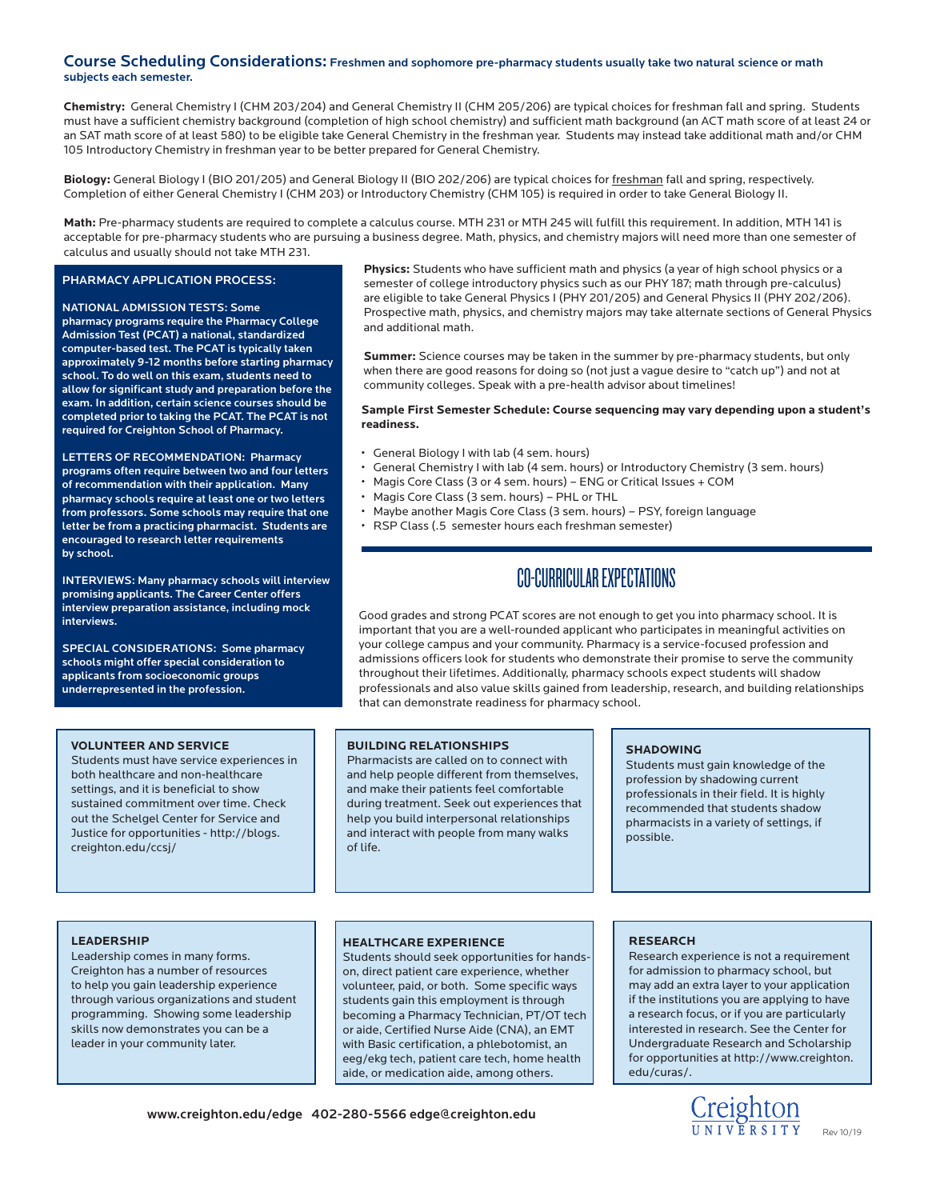## Course Scheduling Considerations: Freshmen and sophomore pre-pharmacy students usually take two natural science or math subjects each semester.

**Chemistry:** General Chemistry I (CHM 203/204) and General Chemistry II (CHM 205/206) are typical choices for freshman fall and spring. Students must have a sufficient chemistry background (completion of high school chemistry) and sufficient math background (an ACT math score of at least 24 or an SAT math score of at least 580) to be eligible take General Chemistry in the freshman year. Students may instead take additional math and/or CHM 105 Introductory Chemistry in freshman year to be better prepared for General Chemistry.

**Biology:** General Biology I (BIO 201/205) and General Biology II (BIO 202/206) are typical choices for freshman fall and spring, respectively. Completion of either General Chemistry I (CHM 203) or Introductory Chemistry (CHM 105) is required in order to take General Biology II.

**Math:** Pre-pharmacy students are required to complete a calculus course. MTH 231 or MTH 245 will fulfill this requirement. In addition, MTH 141 is acceptable for pre-pharmacy students who are pursuing a business degree. Math, physics, and chemistry majors will need more than one semester of calculus and usually should not take MTH 231.

### PHARMACY APPLICATION PROCESS:

**NATIONAL ADMISSION TESTS:** Some pharmacy programs require the Pharmacy College Admission Test (PCAT) a national, standardized computer-based test. The PCAT is typically taken approximately 9-12 months before starting pharmacy school. To do well on this exam, students need to allow for significant study and preparation before the exam. In addition, certain science courses should be completed prior to taking the PCAT. The PCAT is not required for Creighton School of Pharmacy.

**LETTERS OF RECOMMENDATION:** Pharmacy programs often require between two and four letters of recommendation with their application. Many pharmacy schools require at least one or two letters from professors. Some schools may require that one letter be from a practicing pharmacist. Students are encouraged to research letter requirements by school.

**INTERVIEWS:** Many pharmacy schools will interview promising applicants. The Career Center offers interview preparation assistance, including mock interviews.

**SPECIAL CONSIDERATIONS:** Some pharmacy schools might offer special consideration to applicants from socioeconomic groups underrepresented in the profession.

**Physics:** Students who have sufficient math and physics (a year of high school physics or a semester of college introductory physics such as our PHY 187; math through pre-calculus) are eligible to take General Physics I (PHY 201/205) and General Physics II (PHY 202/206). Prospective math, physics, and chemistry majors may take alternate sections of General Physics and additional math.

**Summer:** Science courses may be taken in the summer by pre-pharmacy students, but only when there are good reasons for doing so (not just a vague desire to "catch up") and not at community colleges. Speak with a pre-health advisor about timelines!

**Sample First Semester Schedule: Course sequencing may vary depending upon a student's readiness.**

- General Biology I with lab (4 sem. hours)
- General Chemistry I with lab (4 sem. hours) or Introductory Chemistry (3 sem. hours)
- Magis Core Class (3 or 4 sem. hours) – ENG or Critical Issues + COM
- Magis Core Class (3 sem. hours) – PHL or THL
- Maybe another Magis Core Class (3 sem. hours) – PSY, foreign language
- RSP Class (.5 semester hours each freshman semester)

## CO-CURRICULAR EXPECTATIONS

Good grades and strong PCAT scores are not enough to get you into pharmacy school. It is important that you are a well-rounded applicant who participates in meaningful activities on your college campus and your community. Pharmacy is a service-focused profession and admissions officers look for students who demonstrate their promise to serve the community throughout their lifetimes. Additionally, pharmacy schools expect students will shadow professionals and also value skills gained from leadership, research, and building relationships that can demonstrate readiness for pharmacy school.

### VOLUNTEER AND SERVICE

Students must have service experiences in both healthcare and non-healthcare settings, and it is beneficial to show sustained commitment over time. Check out the Schelgel Center for Service and Justice for opportunities - http://blogs.creighton.edu/ccsj/

### BUILDING RELATIONSHIPS

Pharmacists are called on to connect with and help people different from themselves, and make their patients feel comfortable during treatment. Seek out experiences that help you build interpersonal relationships and interact with people from many walks of life.

### SHADOWING

Students must gain knowledge of the profession by shadowing current professionals in their field. It is highly recommended that students shadow pharmacists in a variety of settings, if possible.

### LEADERSHIP

Leadership comes in many forms. Creighton has a number of resources to help you gain leadership experience through various organizations and student programming. Showing some leadership skills now demonstrates you can be a leader in your community later.

### HEALTHCARE EXPERIENCE

Students should seek opportunities for hands-on, direct patient care experience, whether volunteer, paid, or both. Some specific ways students gain this employment is through becoming a Pharmacy Technician, PT/OT tech or aide, Certified Nurse Aide (CNA), an EMT with Basic certification, a phlebotomist, an eeg/ekg tech, patient care tech, home health aide, or medication aide, among others.

### RESEARCH

Research experience is not a requirement for admission to pharmacy school, but may add an extra layer to your application if the institutions you are applying to have a research focus, or if you are particularly interested in research. See the Center for Undergraduate Research and Scholarship for opportunities at http://www.creighton.edu/curas/.

www.creighton.edu/edge 402-280-5566 edge@creighton.edu

Creighton UNIVERSITY

Rev 10/19